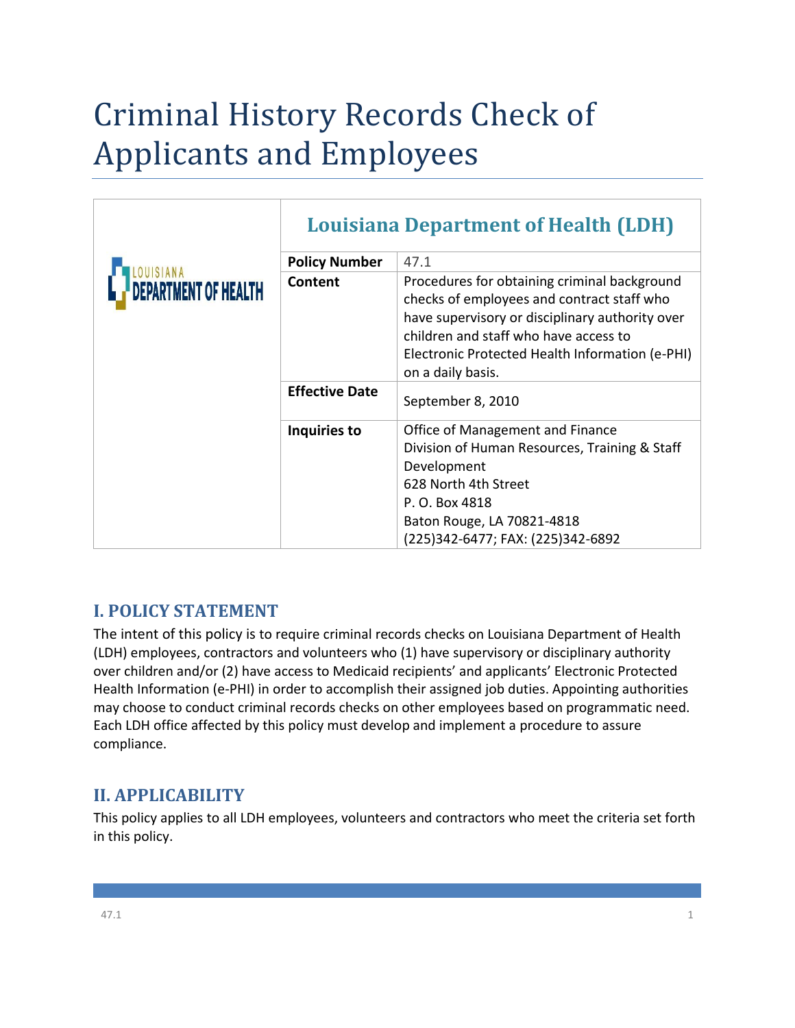# Criminal History Records Check of Applicants and Employees

| | Louisiana Department of Health (LDH) | |
|---|---|---|
| | **Policy Number** | 47.1 |
| | **Content** | Procedures for obtaining criminal background checks of employees and contract staff who have supervisory or disciplinary authority over children and staff who have access to Electronic Protected Health Information (e-PHI) on a daily basis. |
| | **Effective Date** | September 8, 2010 |
| | **Inquiries to** | Office of Management and Finance<br>Division of Human Resources, Training & Staff Development<br>628 North 4th Street<br>P. O. Box 4818<br>Baton Rouge, LA 70821-4818<br>(225)342-6477; FAX: (225)342-6892 |

## I. POLICY STATEMENT

The intent of this policy is to require criminal records checks on Louisiana Department of Health (LDH) employees, contractors and volunteers who (1) have supervisory or disciplinary authority over children and/or (2) have access to Medicaid recipients' and applicants' Electronic Protected Health Information (e-PHI) in order to accomplish their assigned job duties. Appointing authorities may choose to conduct criminal records checks on other employees based on programmatic need. Each LDH office affected by this policy must develop and implement a procedure to assure compliance.

## II. APPLICABILITY

This policy applies to all LDH employees, volunteers and contractors who meet the criteria set forth in this policy.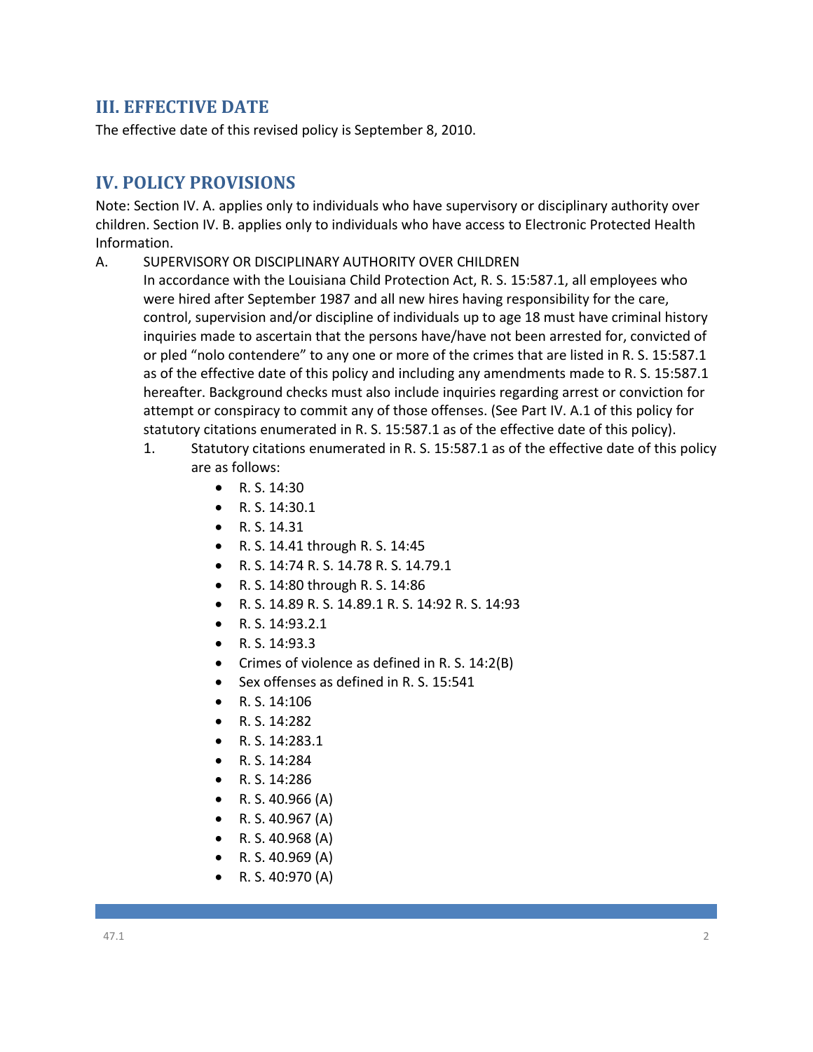## III. EFFECTIVE DATE

The effective date of this revised policy is September 8, 2010.

## IV. POLICY PROVISIONS

Note: Section IV. A. applies only to individuals who have supervisory or disciplinary authority over children. Section IV. B. applies only to individuals who have access to Electronic Protected Health Information.

A. SUPERVISORY OR DISCIPLINARY AUTHORITY OVER CHILDREN

In accordance with the Louisiana Child Protection Act, R. S. 15:587.1, all employees who were hired after September 1987 and all new hires having responsibility for the care, control, supervision and/or discipline of individuals up to age 18 must have criminal history inquiries made to ascertain that the persons have/have not been arrested for, convicted of or pled "nolo contendere" to any one or more of the crimes that are listed in R. S. 15:587.1 as of the effective date of this policy and including any amendments made to R. S. 15:587.1 hereafter. Background checks must also include inquiries regarding arrest or conviction for attempt or conspiracy to commit any of those offenses. (See Part IV. A.1 of this policy for statutory citations enumerated in R. S. 15:587.1 as of the effective date of this policy).

1. Statutory citations enumerated in R. S. 15:587.1 as of the effective date of this policy are as follows:
   - R. S. 14:30
   - R. S. 14:30.1
   - R. S. 14.31
   - R. S. 14.41 through R. S. 14:45
   - R. S. 14:74 R. S. 14.78 R. S. 14.79.1
   - R. S. 14:80 through R. S. 14:86
   - R. S. 14.89 R. S. 14.89.1 R. S. 14:92 R. S. 14:93
   - R. S. 14:93.2.1
   - R. S. 14:93.3
   - Crimes of violence as defined in R. S. 14:2(B)
   - Sex offenses as defined in R. S. 15:541
   - R. S. 14:106
   - R. S. 14:282
   - R. S. 14:283.1
   - R. S. 14:284
   - R. S. 14:286
   - R. S. 40.966 (A)
   - R. S. 40.967 (A)
   - R. S. 40.968 (A)
   - R. S. 40.969 (A)
   - R. S. 40:970 (A)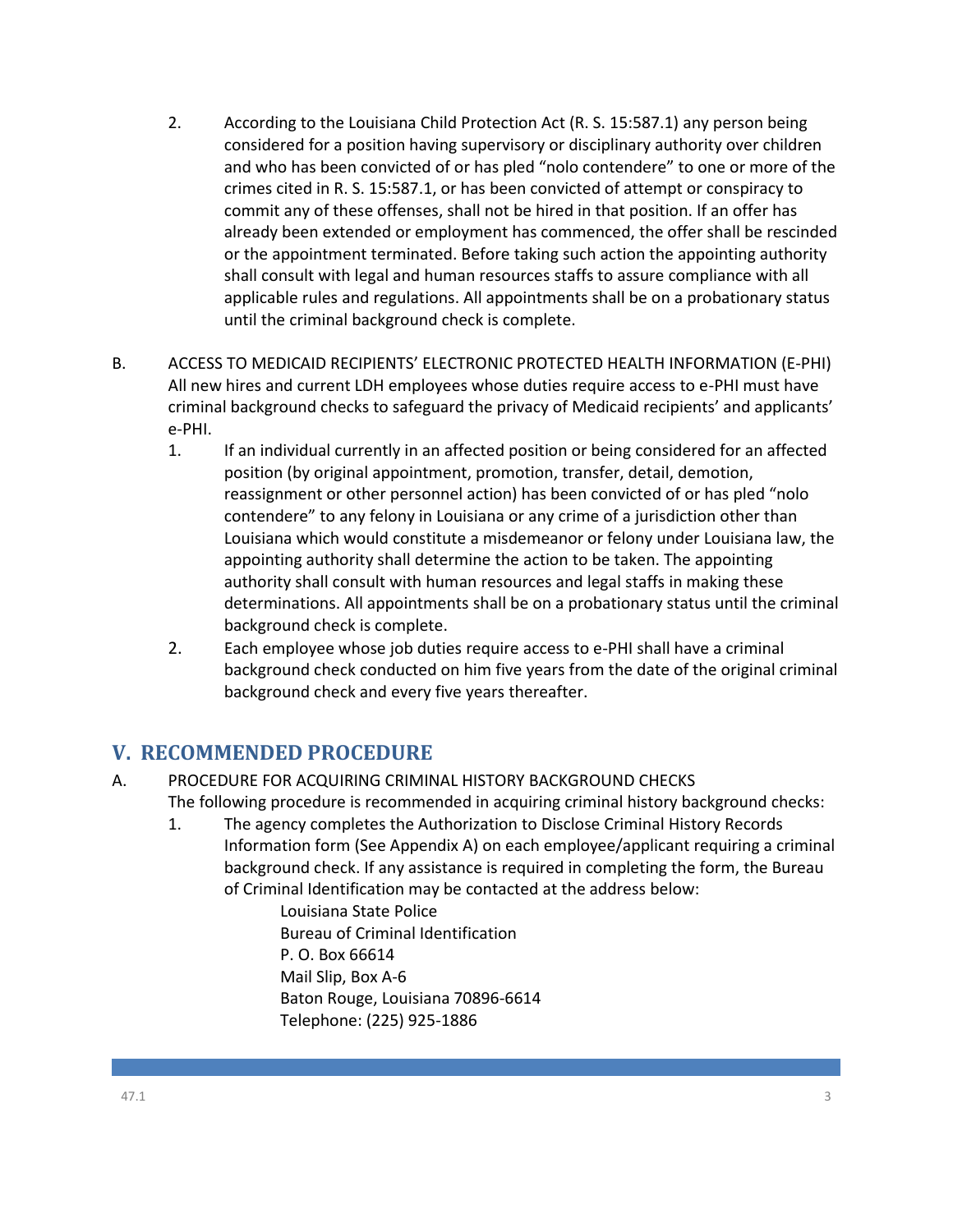2. According to the Louisiana Child Protection Act (R. S. 15:587.1) any person being considered for a position having supervisory or disciplinary authority over children and who has been convicted of or has pled "nolo contendere" to one or more of the crimes cited in R. S. 15:587.1, or has been convicted of attempt or conspiracy to commit any of these offenses, shall not be hired in that position. If an offer has already been extended or employment has commenced, the offer shall be rescinded or the appointment terminated. Before taking such action the appointing authority shall consult with legal and human resources staffs to assure compliance with all applicable rules and regulations. All appointments shall be on a probationary status until the criminal background check is complete.

B. ACCESS TO MEDICAID RECIPIENTS' ELECTRONIC PROTECTED HEALTH INFORMATION (E-PHI)
All new hires and current LDH employees whose duties require access to e-PHI must have criminal background checks to safeguard the privacy of Medicaid recipients' and applicants' e-PHI.

1. If an individual currently in an affected position or being considered for an affected position (by original appointment, promotion, transfer, detail, demotion, reassignment or other personnel action) has been convicted of or has pled "nolo contendere" to any felony in Louisiana or any crime of a jurisdiction other than Louisiana which would constitute a misdemeanor or felony under Louisiana law, the appointing authority shall determine the action to be taken. The appointing authority shall consult with human resources and legal staffs in making these determinations. All appointments shall be on a probationary status until the criminal background check is complete.
2. Each employee whose job duties require access to e-PHI shall have a criminal background check conducted on him five years from the date of the original criminal background check and every five years thereafter.

## V. RECOMMENDED PROCEDURE

A. PROCEDURE FOR ACQUIRING CRIMINAL HISTORY BACKGROUND CHECKS
The following procedure is recommended in acquiring criminal history background checks:

1. The agency completes the Authorization to Disclose Criminal History Records Information form (See Appendix A) on each employee/applicant requiring a criminal background check. If any assistance is required in completing the form, the Bureau of Criminal Identification may be contacted at the address below:

   Louisiana State Police
   Bureau of Criminal Identification
   P. O. Box 66614
   Mail Slip, Box A-6
   Baton Rouge, Louisiana 70896-6614
   Telephone: (225) 925-1886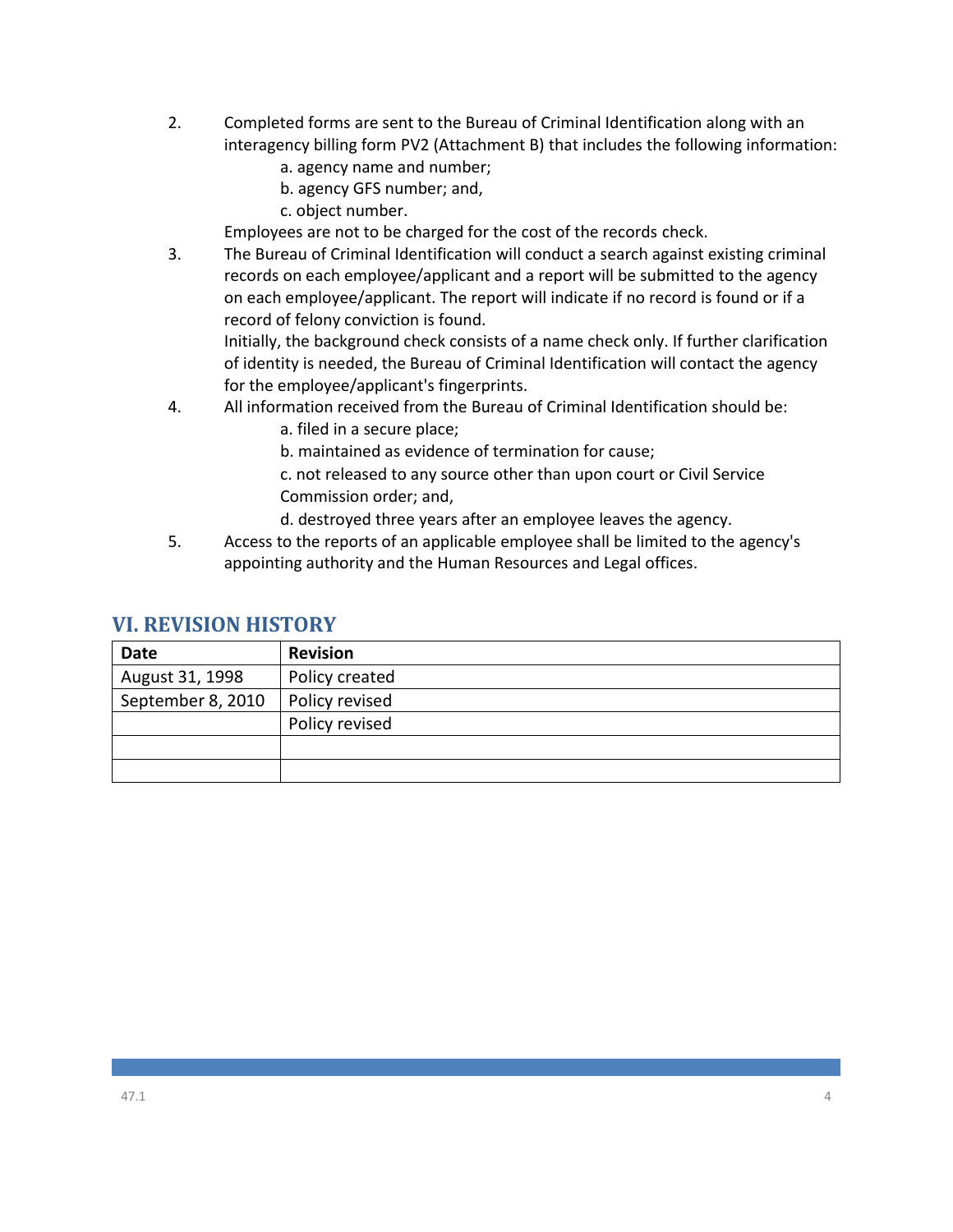2. Completed forms are sent to the Bureau of Criminal Identification along with an interagency billing form PV2 (Attachment B) that includes the following information:
   - a. agency name and number;
   - b. agency GFS number; and,
   - c. object number.

   Employees are not to be charged for the cost of the records check.
3. The Bureau of Criminal Identification will conduct a search against existing criminal records on each employee/applicant and a report will be submitted to the agency on each employee/applicant. The report will indicate if no record is found or if a record of felony conviction is found.

   Initially, the background check consists of a name check only. If further clarification of identity is needed, the Bureau of Criminal Identification will contact the agency for the employee/applicant's fingerprints.
4. All information received from the Bureau of Criminal Identification should be:
   - a. filed in a secure place;
   - b. maintained as evidence of termination for cause;
   - c. not released to any source other than upon court or Civil Service Commission order; and,
   - d. destroyed three years after an employee leaves the agency.
5. Access to the reports of an applicable employee shall be limited to the agency's appointing authority and the Human Resources and Legal offices.

## VI. REVISION HISTORY

| Date | Revision |
|---|---|
| August 31, 1998 | Policy created |
| September 8, 2010 | Policy revised |
| | Policy revised |
| | |
| | |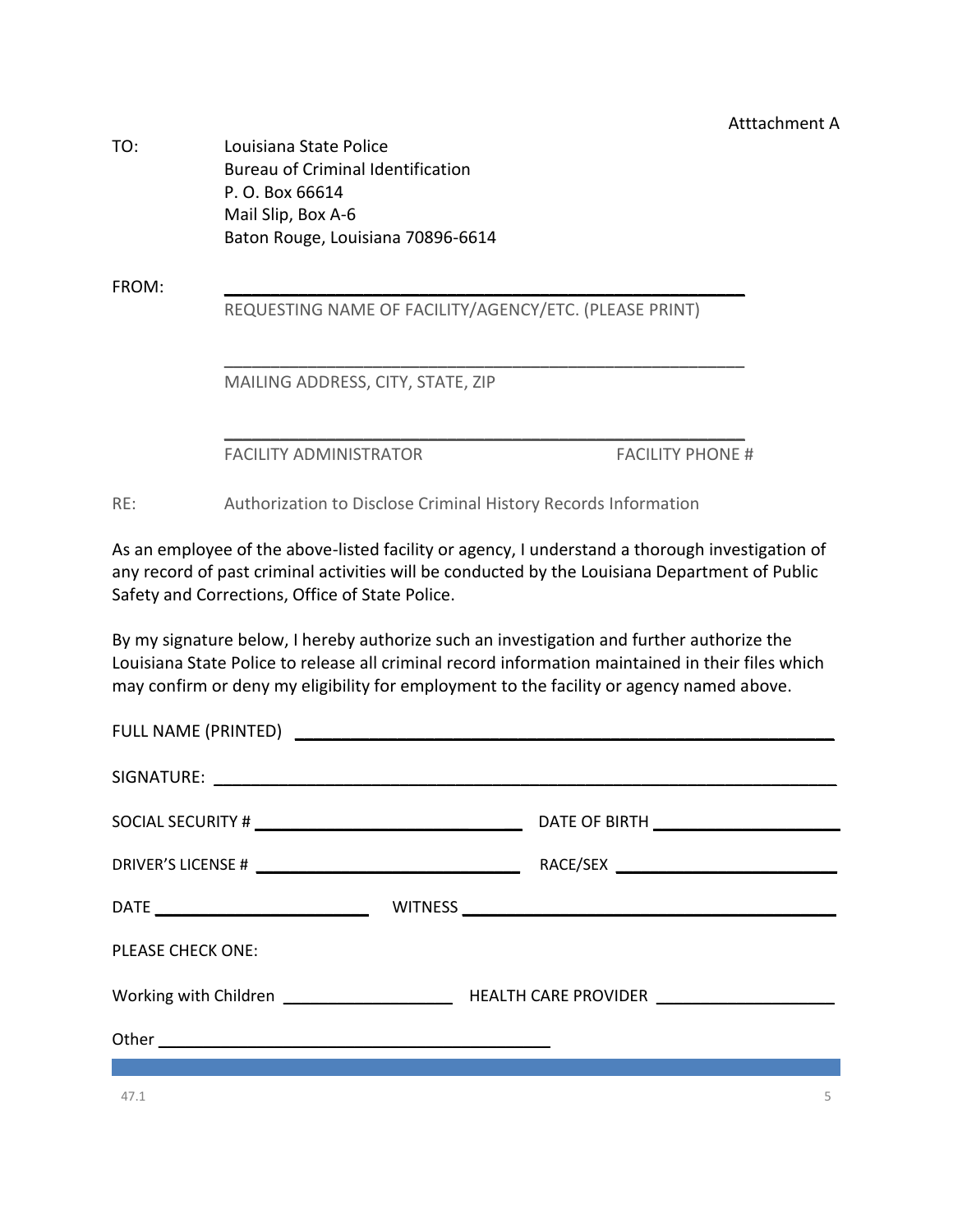Atttachment A

TO: Louisiana State Police
Bureau of Criminal Identification
P. O. Box 66614
Mail Slip, Box A-6
Baton Rouge, Louisiana 70896-6614

FROM: ________________________________________________
REQUESTING NAME OF FACILITY/AGENCY/ETC. (PLEASE PRINT)

________________________________________________
MAILING ADDRESS, CITY, STATE, ZIP

________________________________________________
FACILITY ADMINISTRATOR FACILITY PHONE #

RE: Authorization to Disclose Criminal History Records Information

As an employee of the above-listed facility or agency, I understand a thorough investigation of any record of past criminal activities will be conducted by the Louisiana Department of Public Safety and Corrections, Office of State Police.

By my signature below, I hereby authorize such an investigation and further authorize the Louisiana State Police to release all criminal record information maintained in their files which may confirm or deny my eligibility for employment to the facility or agency named above.

FULL NAME (PRINTED) ________________________________________________

SIGNATURE: ________________________________________________

SOCIAL SECURITY # ______________________ DATE OF BIRTH ______________________

DRIVER'S LICENSE # ______________________ RACE/SEX ______________________

DATE ______________________ WITNESS ______________________

PLEASE CHECK ONE:

Working with Children ______________ HEALTH CARE PROVIDER ______________

Other ______________________________

47.1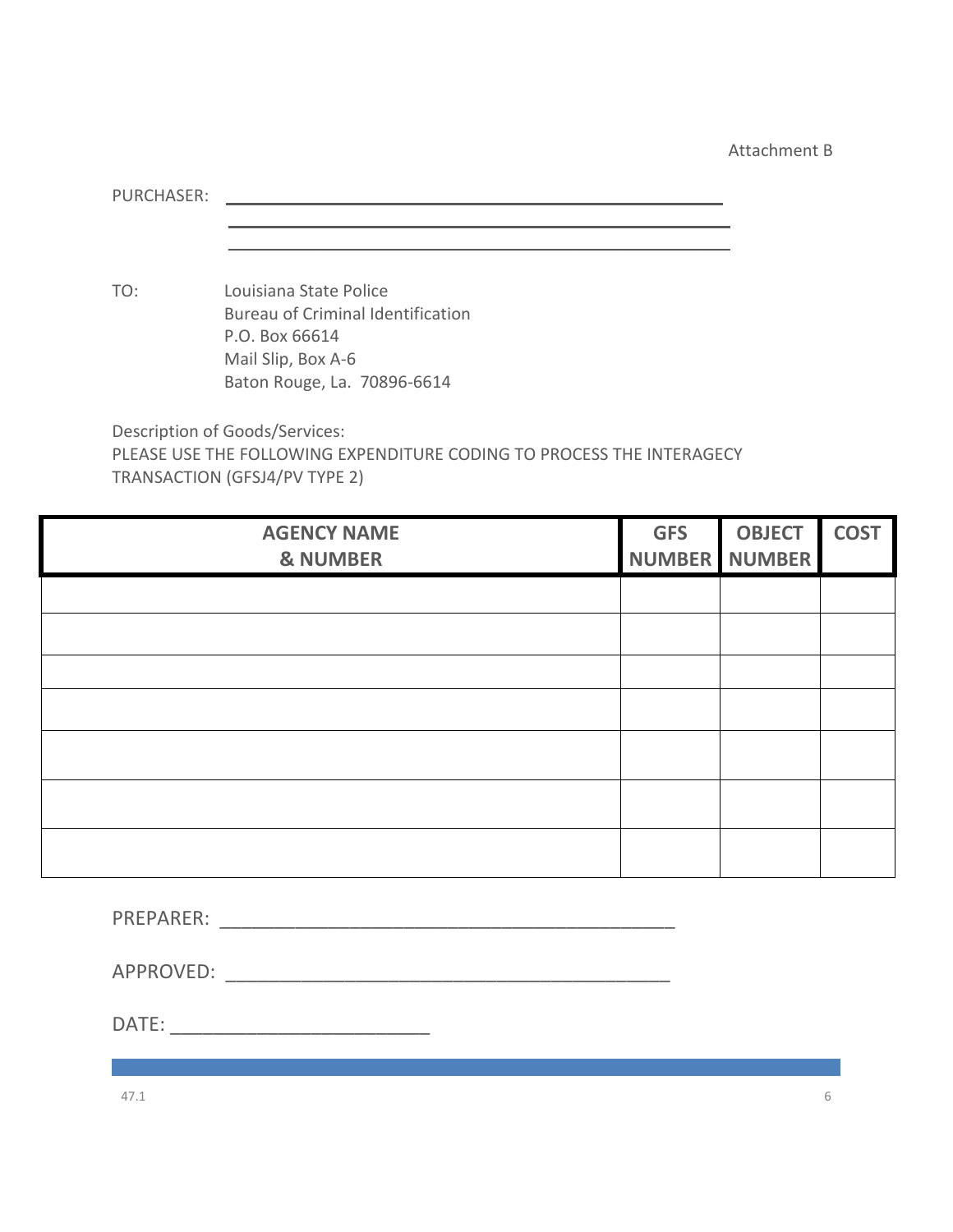Attachment B

PURCHASER: ______________________________________________

______________________________________________

______________________________________________

TO: Louisiana State Police
Bureau of Criminal Identification
P.O. Box 66614
Mail Slip, Box A-6
Baton Rouge, La. 70896-6614

Description of Goods/Services:
PLEASE USE THE FOLLOWING EXPENDITURE CODING TO PROCESS THE INTERAGECY TRANSACTION (GFSJ4/PV TYPE 2)

| AGENCY NAME & NUMBER | GFS NUMBER | OBJECT NUMBER | COST |
|---|---|---|---|
| | | | |
| | | | |
| | | | |
| | | | |
| | | | |
| | | | |
| | | | |

PREPARER: ___________________________________________

APPROVED: ___________________________________________

DATE: ________________________

47.1